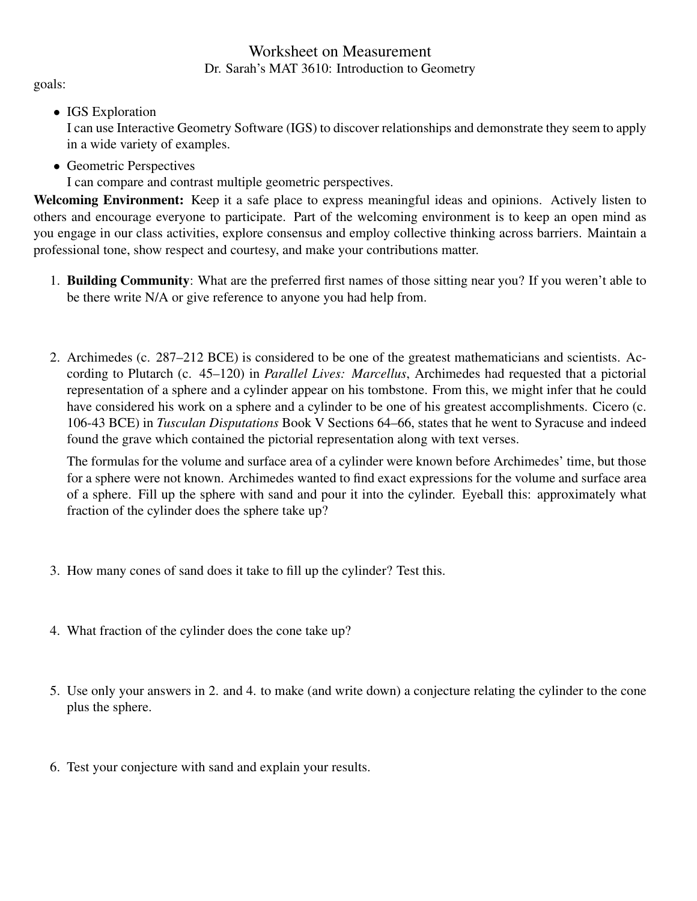# Worksheet on Measurement

Dr. Sarah's MAT 3610: Introduction to Geometry

goals:

- IGS Exploration
  I can use Interactive Geometry Software (IGS) to discover relationships and demonstrate they seem to apply in a wide variety of examples.
- Geometric Perspectives
  I can compare and contrast multiple geometric perspectives.

**Welcoming Environment:** Keep it a safe place to express meaningful ideas and opinions. Actively listen to others and encourage everyone to participate. Part of the welcoming environment is to keep an open mind as you engage in our class activities, explore consensus and employ collective thinking across barriers. Maintain a professional tone, show respect and courtesy, and make your contributions matter.

1. **Building Community**: What are the preferred first names of those sitting near you? If you weren't able to be there write N/A or give reference to anyone you had help from.

2. Archimedes (c. 287–212 BCE) is considered to be one of the greatest mathematicians and scientists. According to Plutarch (c. 45–120) in *Parallel Lives: Marcellus*, Archimedes had requested that a pictorial representation of a sphere and a cylinder appear on his tombstone. From this, we might infer that he could have considered his work on a sphere and a cylinder to be one of his greatest accomplishments. Cicero (c. 106-43 BCE) in *Tusculan Disputations* Book V Sections 64–66, states that he went to Syracuse and indeed found the grave which contained the pictorial representation along with text verses.

   The formulas for the volume and surface area of a cylinder were known before Archimedes' time, but those for a sphere were not known. Archimedes wanted to find exact expressions for the volume and surface area of a sphere. Fill up the sphere with sand and pour it into the cylinder. Eyeball this: approximately what fraction of the cylinder does the sphere take up?

3. How many cones of sand does it take to fill up the cylinder? Test this.

4. What fraction of the cylinder does the cone take up?

5. Use only your answers in 2. and 4. to make (and write down) a conjecture relating the cylinder to the cone plus the sphere.

6. Test your conjecture with sand and explain your results.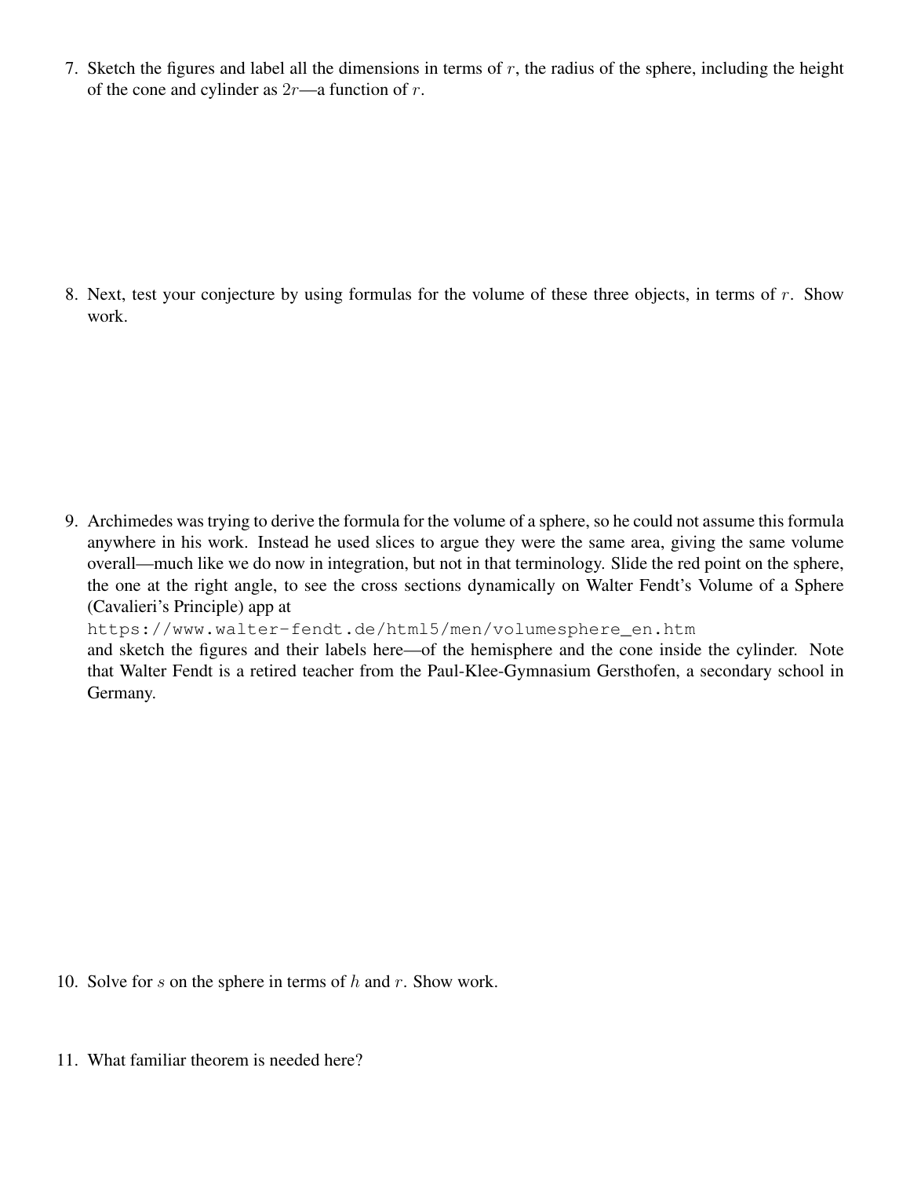7. Sketch the figures and label all the dimensions in terms of $r$, the radius of the sphere, including the height of the cone and cylinder as $2r$—a function of $r$.

8. Next, test your conjecture by using formulas for the volume of these three objects, in terms of $r$. Show work.

9. Archimedes was trying to derive the formula for the volume of a sphere, so he could not assume this formula anywhere in his work. Instead he used slices to argue they were the same area, giving the same volume overall—much like we do now in integration, but not in that terminology. Slide the red point on the sphere, the one at the right angle, to see the cross sections dynamically on Walter Fendt's Volume of a Sphere (Cavalieri's Principle) app at
`https://www.walter-fendt.de/html5/men/volumesphere_en.htm`
and sketch the figures and their labels here—of the hemisphere and the cone inside the cylinder. Note that Walter Fendt is a retired teacher from the Paul-Klee-Gymnasium Gersthofen, a secondary school in Germany.

10. Solve for $s$ on the sphere in terms of $h$ and $r$. Show work.

11. What familiar theorem is needed here?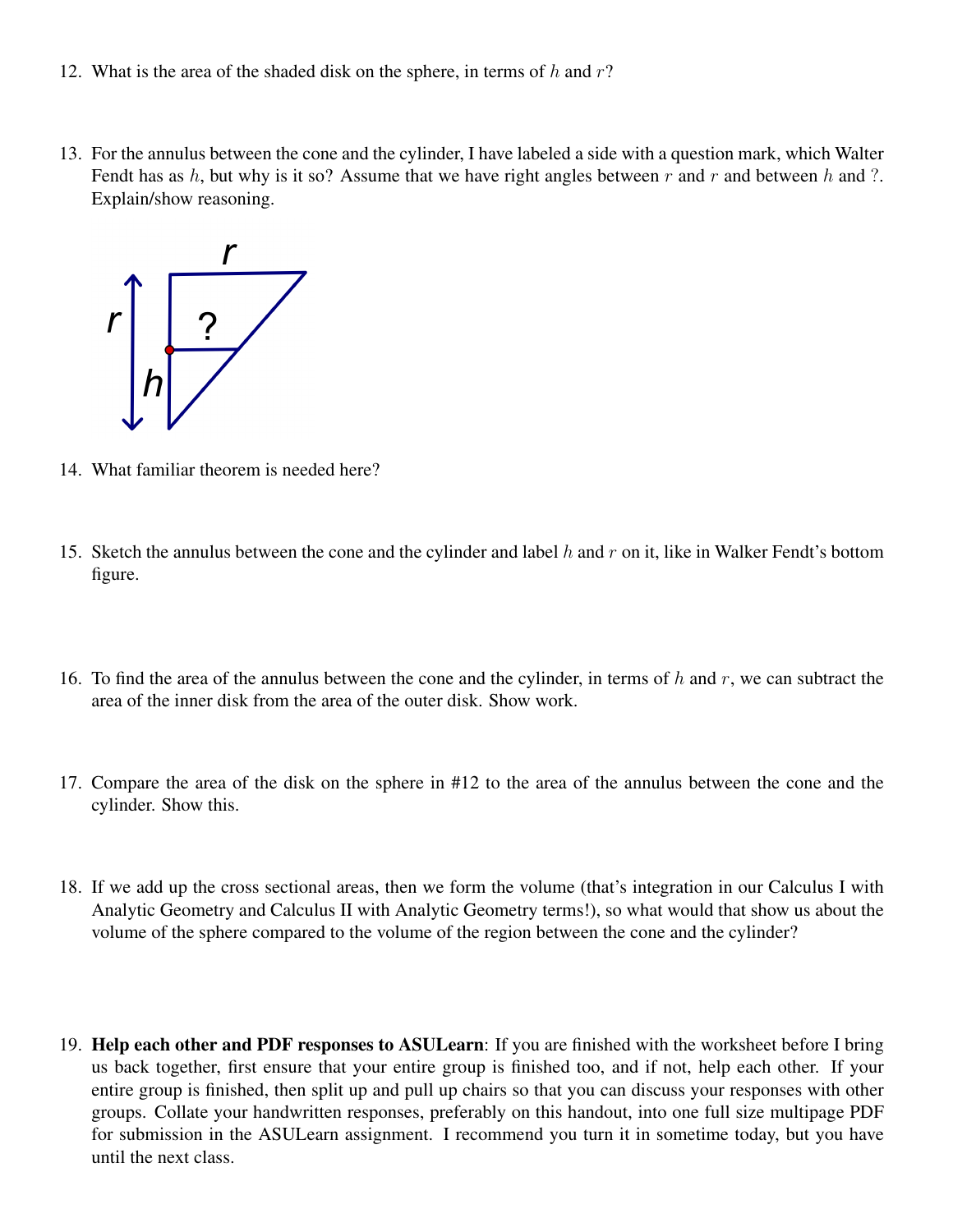12. What is the area of the shaded disk on the sphere, in terms of $h$ and $r$?

13. For the annulus between the cone and the cylinder, I have labeled a side with a question mark, which Walter Fendt has as $h$, but why is it so? Assume that we have right angles between $r$ and $r$ and between $h$ and ?. Explain/show reasoning.

r

r

?

h

14. What familiar theorem is needed here?

15. Sketch the annulus between the cone and the cylinder and label $h$ and $r$ on it, like in Walker Fendt's bottom figure.

16. To find the area of the annulus between the cone and the cylinder, in terms of $h$ and $r$, we can subtract the area of the inner disk from the area of the outer disk. Show work.

17. Compare the area of the disk on the sphere in #12 to the area of the annulus between the cone and the cylinder. Show this.

18. If we add up the cross sectional areas, then we form the volume (that's integration in our Calculus I with Analytic Geometry and Calculus II with Analytic Geometry terms!), so what would that show us about the volume of the sphere compared to the volume of the region between the cone and the cylinder?

19. **Help each other and PDF responses to ASULearn**: If you are finished with the worksheet before I bring us back together, first ensure that your entire group is finished too, and if not, help each other. If your entire group is finished, then split up and pull up chairs so that you can discuss your responses with other groups. Collate your handwritten responses, preferably on this handout, into one full size multipage PDF for submission in the ASULearn assignment. I recommend you turn it in sometime today, but you have until the next class.